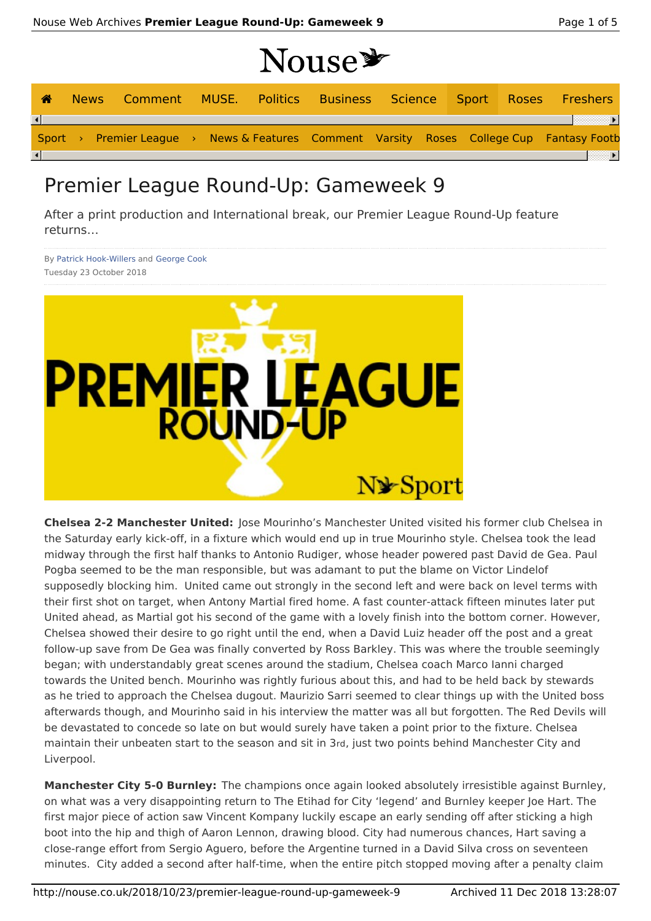# Premier League Round-Up: Gameweek 9

After a print production and International break, our Premier League Round-Up feature returns...

By Patrick Hook-Willers and George Cook
Tuesday 23 October 2018

**Chelsea 2-2 Manchester United:** Jose Mourinho's Manchester United visited his former club Chelsea in the Saturday early kick-off, in a fixture which would end up in true Mourinho style. Chelsea took the lead midway through the first half thanks to Antonio Rudiger, whose header powered past David de Gea. Paul Pogba seemed to be the man responsible, but was adamant to put the blame on Victor Lindelof supposedly blocking him. United came out strongly in the second left and were back on level terms with their first shot on target, when Antony Martial fired home. A fast counter-attack fifteen minutes later put United ahead, as Martial got his second of the game with a lovely finish into the bottom corner. However, Chelsea showed their desire to go right until the end, when a David Luiz header off the post and a great follow-up save from De Gea was finally converted by Ross Barkley. This was where the trouble seemingly began; with understandably great scenes around the stadium, Chelsea coach Marco Ianni charged towards the United bench. Mourinho was rightly furious about this, and had to be held back by stewards as he tried to approach the Chelsea dugout. Maurizio Sarri seemed to clear things up with the United boss afterwards though, and Mourinho said in his interview the matter was all but forgotten. The Red Devils will be devastated to concede so late on but would surely have taken a point prior to the fixture. Chelsea maintain their unbeaten start to the season and sit in 3rd, just two points behind Manchester City and Liverpool.

**Manchester City 5-0 Burnley:** The champions once again looked absolutely irresistible against Burnley, on what was a very disappointing return to The Etihad for City 'legend' and Burnley keeper Joe Hart. The first major piece of action saw Vincent Kompany luckily escape an early sending off after sticking a high boot into the hip and thigh of Aaron Lennon, drawing blood. City had numerous chances, Hart saving a close-range effort from Sergio Aguero, before the Argentine turned in a David Silva cross on seventeen minutes. City added a second after half-time, when the entire pitch stopped moving after a penalty claim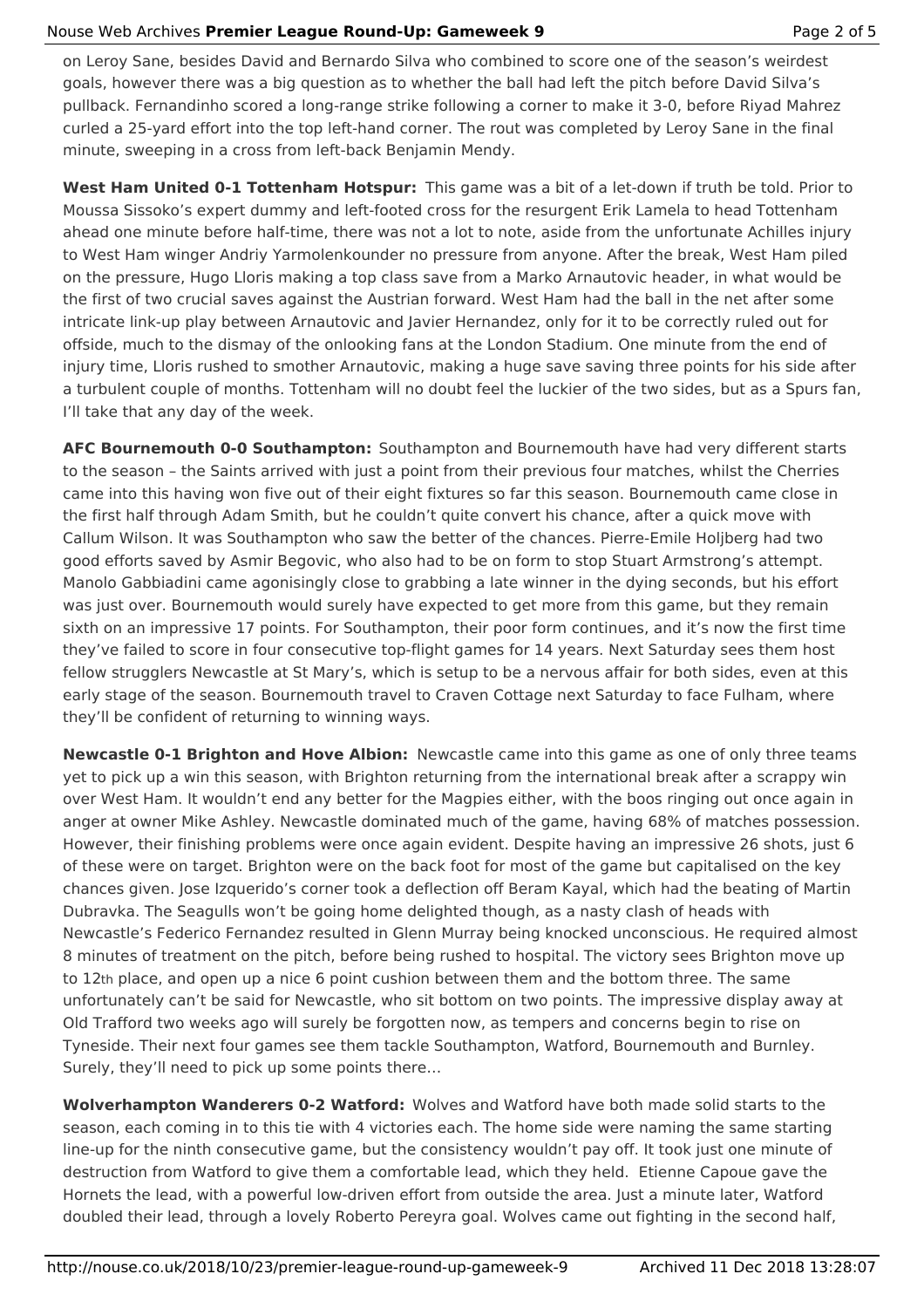on Leroy Sane, besides David and Bernardo Silva who combined to score one of the season's weirdest goals, however there was a big question as to whether the ball had left the pitch before David Silva's pullback. Fernandinho scored a long-range strike following a corner to make it 3-0, before Riyad Mahrez curled a 25-yard effort into the top left-hand corner. The rout was completed by Leroy Sane in the final minute, sweeping in a cross from left-back Benjamin Mendy.

**West Ham United 0-1 Tottenham Hotspur:** This game was a bit of a let-down if truth be told. Prior to Moussa Sissoko's expert dummy and left-footed cross for the resurgent Erik Lamela to head Tottenham ahead one minute before half-time, there was not a lot to note, aside from the unfortunate Achilles injury to West Ham winger Andriy Yarmolenkounder no pressure from anyone. After the break, West Ham piled on the pressure, Hugo Lloris making a top class save from a Marko Arnautovic header, in what would be the first of two crucial saves against the Austrian forward. West Ham had the ball in the net after some intricate link-up play between Arnautovic and Javier Hernandez, only for it to be correctly ruled out for offside, much to the dismay of the onlooking fans at the London Stadium. One minute from the end of injury time, Lloris rushed to smother Arnautovic, making a huge save saving three points for his side after a turbulent couple of months. Tottenham will no doubt feel the luckier of the two sides, but as a Spurs fan, I'll take that any day of the week.

**AFC Bournemouth 0-0 Southampton:** Southampton and Bournemouth have had very different starts to the season – the Saints arrived with just a point from their previous four matches, whilst the Cherries came into this having won five out of their eight fixtures so far this season. Bournemouth came close in the first half through Adam Smith, but he couldn't quite convert his chance, after a quick move with Callum Wilson. It was Southampton who saw the better of the chances. Pierre-Emile Holjberg had two good efforts saved by Asmir Begovic, who also had to be on form to stop Stuart Armstrong's attempt. Manolo Gabbiadini came agonisingly close to grabbing a late winner in the dying seconds, but his effort was just over. Bournemouth would surely have expected to get more from this game, but they remain sixth on an impressive 17 points. For Southampton, their poor form continues, and it's now the first time they've failed to score in four consecutive top-flight games for 14 years. Next Saturday sees them host fellow strugglers Newcastle at St Mary's, which is setup to be a nervous affair for both sides, even at this early stage of the season. Bournemouth travel to Craven Cottage next Saturday to face Fulham, where they'll be confident of returning to winning ways.

**Newcastle 0-1 Brighton and Hove Albion:** Newcastle came into this game as one of only three teams yet to pick up a win this season, with Brighton returning from the international break after a scrappy win over West Ham. It wouldn't end any better for the Magpies either, with the boos ringing out once again in anger at owner Mike Ashley. Newcastle dominated much of the game, having 68% of matches possession. However, their finishing problems were once again evident. Despite having an impressive 26 shots, just 6 of these were on target. Brighton were on the back foot for most of the game but capitalised on the key chances given. Jose Izquerido's corner took a deflection off Beram Kayal, which had the beating of Martin Dubravka. The Seagulls won't be going home delighted though, as a nasty clash of heads with Newcastle's Federico Fernandez resulted in Glenn Murray being knocked unconscious. He required almost 8 minutes of treatment on the pitch, before being rushed to hospital. The victory sees Brighton move up to 12th place, and open up a nice 6 point cushion between them and the bottom three. The same unfortunately can't be said for Newcastle, who sit bottom on two points. The impressive display away at Old Trafford two weeks ago will surely be forgotten now, as tempers and concerns begin to rise on Tyneside. Their next four games see them tackle Southampton, Watford, Bournemouth and Burnley. Surely, they'll need to pick up some points there…

**Wolverhampton Wanderers 0-2 Watford:** Wolves and Watford have both made solid starts to the season, each coming in to this tie with 4 victories each. The home side were naming the same starting line-up for the ninth consecutive game, but the consistency wouldn't pay off. It took just one minute of destruction from Watford to give them a comfortable lead, which they held. Etienne Capoue gave the Hornets the lead, with a powerful low-driven effort from outside the area. Just a minute later, Watford doubled their lead, through a lovely Roberto Pereyra goal. Wolves came out fighting in the second half,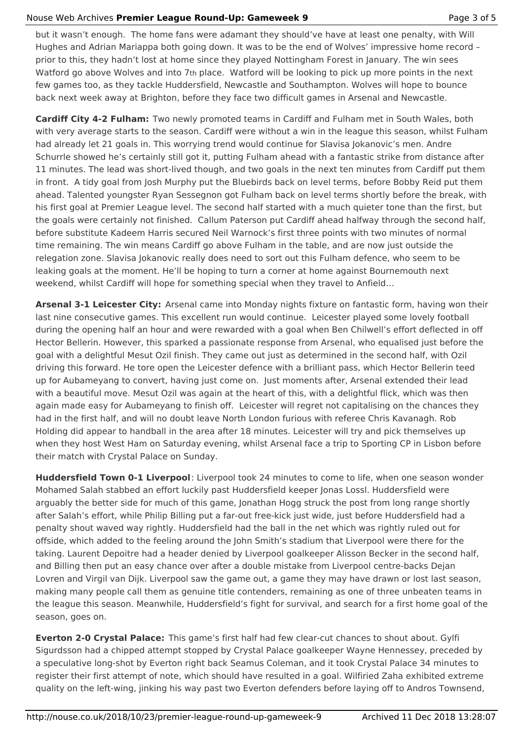but it wasn't enough. The home fans were adamant they should've have at least one penalty, with Will Hughes and Adrian Mariappa both going down. It was to be the end of Wolves' impressive home record – prior to this, they hadn't lost at home since they played Nottingham Forest in January. The win sees Watford go above Wolves and into 7th place. Watford will be looking to pick up more points in the next few games too, as they tackle Huddersfield, Newcastle and Southampton. Wolves will hope to bounce back next week away at Brighton, before they face two difficult games in Arsenal and Newcastle.

**Cardiff City 4-2 Fulham:** Two newly promoted teams in Cardiff and Fulham met in South Wales, both with very average starts to the season. Cardiff were without a win in the league this season, whilst Fulham had already let 21 goals in. This worrying trend would continue for Slavisa Jokanovic's men. Andre Schurrle showed he's certainly still got it, putting Fulham ahead with a fantastic strike from distance after 11 minutes. The lead was short-lived though, and two goals in the next ten minutes from Cardiff put them in front. A tidy goal from Josh Murphy put the Bluebirds back on level terms, before Bobby Reid put them ahead. Talented youngster Ryan Sessegnon got Fulham back on level terms shortly before the break, with his first goal at Premier League level. The second half started with a much quieter tone than the first, but the goals were certainly not finished. Callum Paterson put Cardiff ahead halfway through the second half, before substitute Kadeem Harris secured Neil Warnock's first three points with two minutes of normal time remaining. The win means Cardiff go above Fulham in the table, and are now just outside the relegation zone. Slavisa Jokanovic really does need to sort out this Fulham defence, who seem to be leaking goals at the moment. He'll be hoping to turn a corner at home against Bournemouth next weekend, whilst Cardiff will hope for something special when they travel to Anfield…

**Arsenal 3-1 Leicester City:** Arsenal came into Monday nights fixture on fantastic form, having won their last nine consecutive games. This excellent run would continue. Leicester played some lovely football during the opening half an hour and were rewarded with a goal when Ben Chilwell's effort deflected in off Hector Bellerin. However, this sparked a passionate response from Arsenal, who equalised just before the goal with a delightful Mesut Ozil finish. They came out just as determined in the second half, with Ozil driving this forward. He tore open the Leicester defence with a brilliant pass, which Hector Bellerin teed up for Aubameyang to convert, having just come on. Just moments after, Arsenal extended their lead with a beautiful move. Mesut Ozil was again at the heart of this, with a delightful flick, which was then again made easy for Aubameyang to finish off. Leicester will regret not capitalising on the chances they had in the first half, and will no doubt leave North London furious with referee Chris Kavanagh. Rob Holding did appear to handball in the area after 18 minutes. Leicester will try and pick themselves up when they host West Ham on Saturday evening, whilst Arsenal face a trip to Sporting CP in Lisbon before their match with Crystal Palace on Sunday.

**Huddersfield Town 0-1 Liverpool**: Liverpool took 24 minutes to come to life, when one season wonder Mohamed Salah stabbed an effort luckily past Huddersfield keeper Jonas Lossl. Huddersfield were arguably the better side for much of this game, Jonathan Hogg struck the post from long range shortly after Salah's effort, while Philip Billing put a far-out free-kick just wide, just before Huddersfield had a penalty shout waved way rightly. Huddersfield had the ball in the net which was rightly ruled out for offside, which added to the feeling around the John Smith's stadium that Liverpool were there for the taking. Laurent Depoitre had a header denied by Liverpool goalkeeper Alisson Becker in the second half, and Billing then put an easy chance over after a double mistake from Liverpool centre-backs Dejan Lovren and Virgil van Dijk. Liverpool saw the game out, a game they may have drawn or lost last season, making many people call them as genuine title contenders, remaining as one of three unbeaten teams in the league this season. Meanwhile, Huddersfield's fight for survival, and search for a first home goal of the season, goes on.

**Everton 2-0 Crystal Palace:** This game's first half had few clear-cut chances to shout about. Gylfi Sigurdsson had a chipped attempt stopped by Crystal Palace goalkeeper Wayne Hennessey, preceded by a speculative long-shot by Everton right back Seamus Coleman, and it took Crystal Palace 34 minutes to register their first attempt of note, which should have resulted in a goal. Wilfried Zaha exhibited extreme quality on the left-wing, jinking his way past two Everton defenders before laying off to Andros Townsend,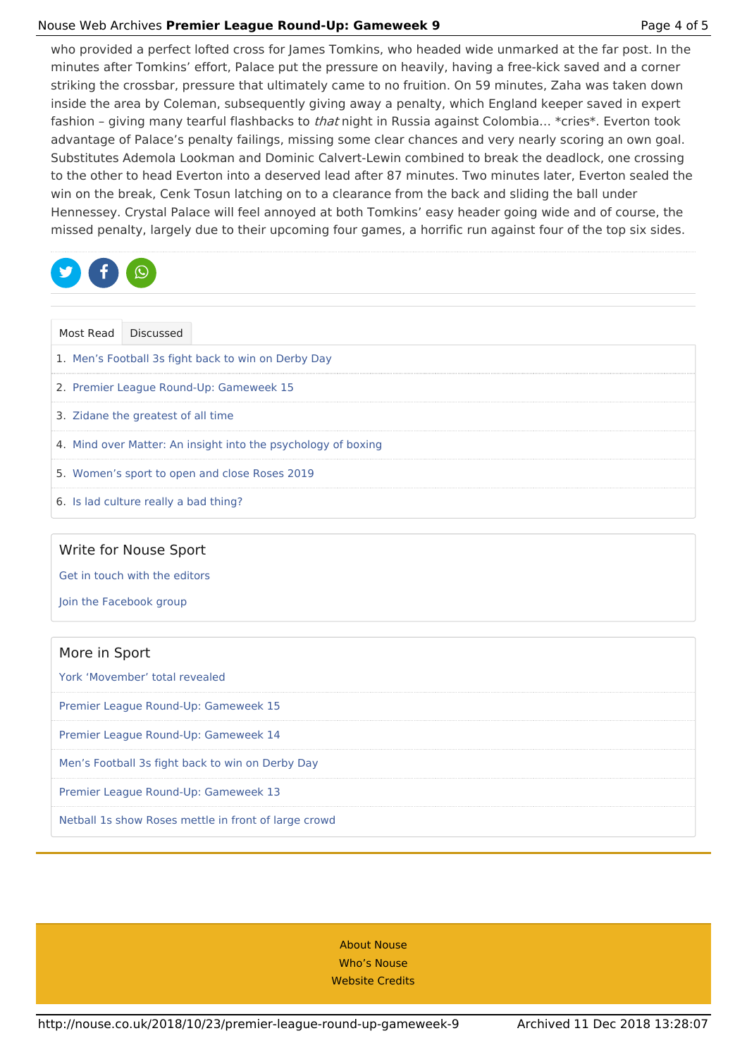who provided a perfect lofted cross for James Tomkins, who headed wide unmarked at the far post. In the minutes after Tomkins' effort, Palace put the pressure on heavily, having a free-kick saved and a corner striking the crossbar, pressure that ultimately came to no fruition. On 59 minutes, Zaha was taken down inside the area by Coleman, subsequently giving away a penalty, which England keeper saved in expert fashion – giving many tearful flashbacks to *that* night in Russia against Colombia… *cries*. Everton took advantage of Palace's penalty failings, missing some clear chances and very nearly scoring an own goal. Substitutes Ademola Lookman and Dominic Calvert-Lewin combined to break the deadlock, one crossing to the other to head Everton into a deserved lead after 87 minutes. Two minutes later, Everton sealed the win on the break, Cenk Tosun latching on to a clearance from the back and sliding the ball under Hennessey. Crystal Palace will feel annoyed at both Tomkins' easy header going wide and of course, the missed penalty, largely due to their upcoming four games, a horrific run against four of the top six sides.

Most Read | Discussed

1. Men's Football 3s fight back to win on Derby Day
2. Premier League Round-Up: Gameweek 15
3. Zidane the greatest of all time
4. Mind over Matter: An insight into the psychology of boxing
5. Women's sport to open and close Roses 2019
6. Is lad culture really a bad thing?

## Write for Nouse Sport

Get in touch with the editors

Join the Facebook group

## More in Sport

York 'Movember' total revealed

Premier League Round-Up: Gameweek 15

Premier League Round-Up: Gameweek 14

Men's Football 3s fight back to win on Derby Day

Premier League Round-Up: Gameweek 13

Netball 1s show Roses mettle in front of large crowd

About Nouse
Who's Nouse
Website Credits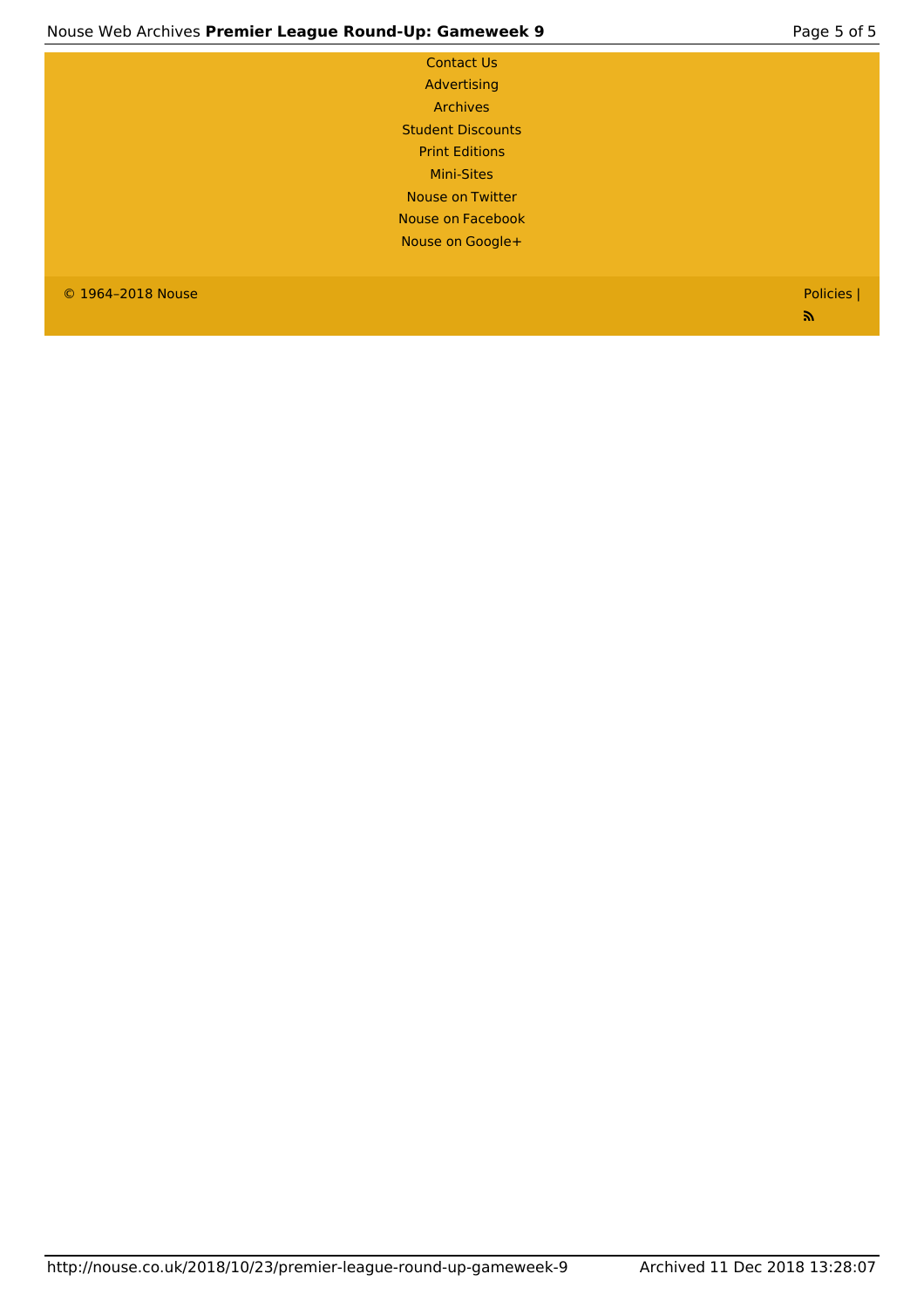Contact Us
Advertising
Archives
Student Discounts
Print Editions
Mini-Sites
Nouse on Twitter
Nouse on Facebook
Nouse on Google+

© 1964–2018 Nouse

Policies |